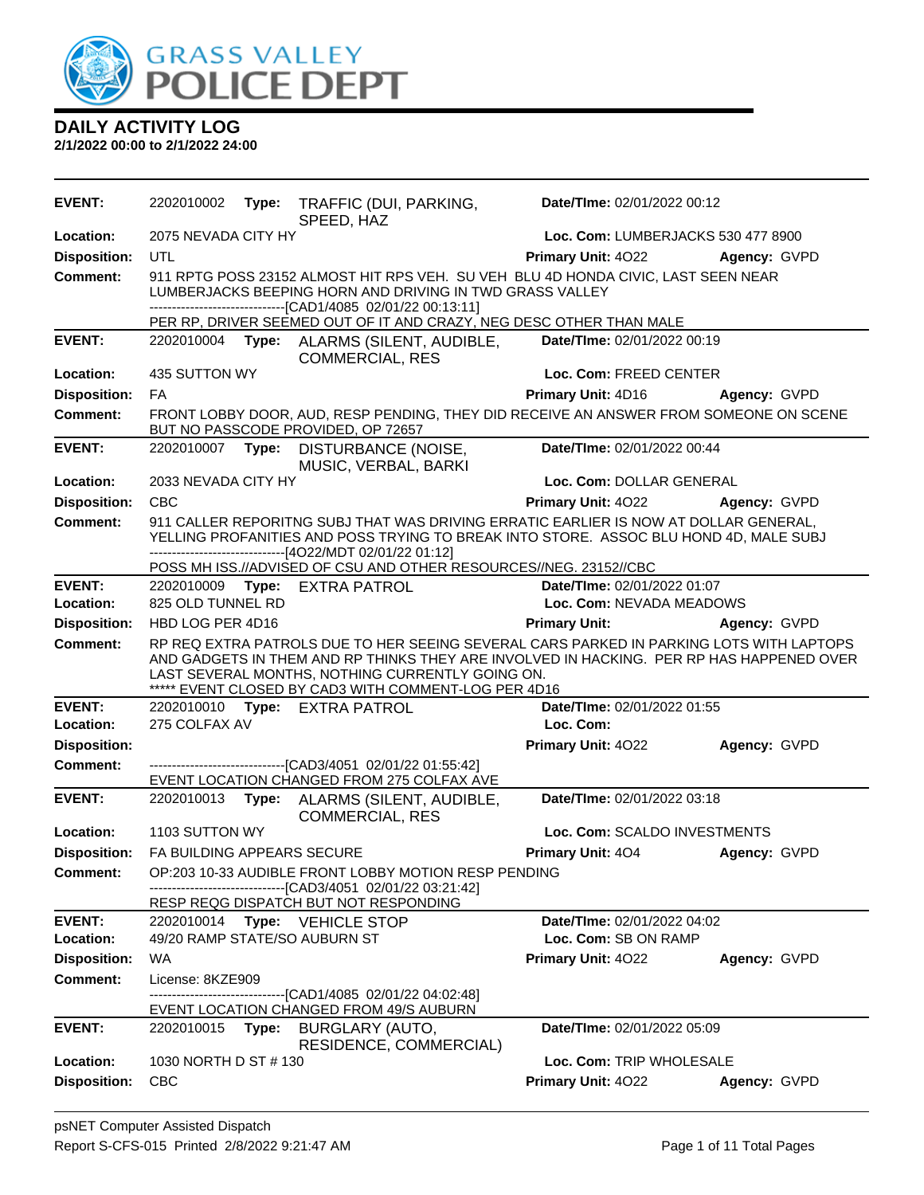# GRASS VALLEY POLICE DEPT

## DAILY ACTIVITY LOG

**2/1/2022 00:00 to 2/1/2022 24:00**

---

**EVENT:** 2202010002 **Type:** TRAFFIC (DUI, PARKING, SPEED, HAZ **Date/TIme:** 02/01/2022 00:12
**Location:** 2075 NEVADA CITY HY **Loc. Com:** LUMBERJACKS 530 477 8900
**Disposition:** UTL **Primary Unit:** 4O22 **Agency:** GVPD
**Comment:** 911 RPTG POSS 23152 ALMOST HIT RPS VEH. SU VEH BLU 4D HONDA CIVIC, LAST SEEN NEAR LUMBERJACKS BEEPING HORN AND DRIVING IN TWD GRASS VALLEY
------------------------------[CAD1/4085 02/01/22 00:13:11]
PER RP, DRIVER SEEMED OUT OF IT AND CRAZY, NEG DESC OTHER THAN MALE

---

**EVENT:** 2202010004 **Type:** ALARMS (SILENT, AUDIBLE, COMMERCIAL, RES **Date/TIme:** 02/01/2022 00:19
**Location:** 435 SUTTON WY **Loc. Com:** FREED CENTER
**Disposition:** FA **Primary Unit:** 4D16 **Agency:** GVPD
**Comment:** FRONT LOBBY DOOR, AUD, RESP PENDING, THEY DID RECEIVE AN ANSWER FROM SOMEONE ON SCENE BUT NO PASSCODE PROVIDED, OP 72657

---

**EVENT:** 2202010007 **Type:** DISTURBANCE (NOISE, MUSIC, VERBAL, BARKI **Date/TIme:** 02/01/2022 00:44
**Location:** 2033 NEVADA CITY HY **Loc. Com:** DOLLAR GENERAL
**Disposition:** CBC **Primary Unit:** 4O22 **Agency:** GVPD
**Comment:** 911 CALLER REPORITNG SUBJ THAT WAS DRIVING ERRATIC EARLIER IS NOW AT DOLLAR GENERAL, YELLING PROFANITIES AND POSS TRYING TO BREAK INTO STORE. ASSOC BLU HOND 4D, MALE SUBJ
------------------------------[4O22/MDT 02/01/22 01:12]
POSS MH ISS.//ADVISED OF CSU AND OTHER RESOURCES//NEG. 23152//CBC

---

**EVENT:** 2202010009 **Type:** EXTRA PATROL **Date/TIme:** 02/01/2022 01:07
**Location:** 825 OLD TUNNEL RD **Loc. Com:** NEVADA MEADOWS
**Disposition:** HBD LOG PER 4D16 **Primary Unit:** **Agency:** GVPD
**Comment:** RP REQ EXTRA PATROLS DUE TO HER SEEING SEVERAL CARS PARKED IN PARKING LOTS WITH LAPTOPS AND GADGETS IN THEM AND RP THINKS THEY ARE INVOLVED IN HACKING. PER RP HAS HAPPENED OVER LAST SEVERAL MONTHS, NOTHING CURRENTLY GOING ON.
***** EVENT CLOSED BY CAD3 WITH COMMENT-LOG PER 4D16

---

**EVENT:** 2202010010 **Type:** EXTRA PATROL **Date/TIme:** 02/01/2022 01:55
**Location:** 275 COLFAX AV **Loc. Com:**
**Disposition:** **Primary Unit:** 4O22 **Agency:** GVPD
**Comment:** ------------------------------[CAD3/4051 02/01/22 01:55:42]
EVENT LOCATION CHANGED FROM 275 COLFAX AVE

---

**EVENT:** 2202010013 **Type:** ALARMS (SILENT, AUDIBLE, COMMERCIAL, RES **Date/TIme:** 02/01/2022 03:18
**Location:** 1103 SUTTON WY **Loc. Com:** SCALDO INVESTMENTS
**Disposition:** FA BUILDING APPEARS SECURE **Primary Unit:** 4O4 **Agency:** GVPD
**Comment:** OP:203 10-33 AUDIBLE FRONT LOBBY MOTION RESP PENDING
------------------------------[CAD3/4051 02/01/22 03:21:42]
RESP REQG DISPATCH BUT NOT RESPONDING

---

**EVENT:** 2202010014 **Type:** VEHICLE STOP **Date/TIme:** 02/01/2022 04:02
**Location:** 49/20 RAMP STATE/SO AUBURN ST **Loc. Com:** SB ON RAMP
**Disposition:** WA **Primary Unit:** 4O22 **Agency:** GVPD
**Comment:** License: 8KZE909
------------------------------[CAD1/4085 02/01/22 04:02:48]
EVENT LOCATION CHANGED FROM 49/S AUBURN

---

**EVENT:** 2202010015 **Type:** BURGLARY (AUTO, RESIDENCE, COMMERCIAL) **Date/TIme:** 02/01/2022 05:09
**Location:** 1030 NORTH D ST # 130 **Loc. Com:** TRIP WHOLESALE
**Disposition:** CBC **Primary Unit:** 4O22 **Agency:** GVPD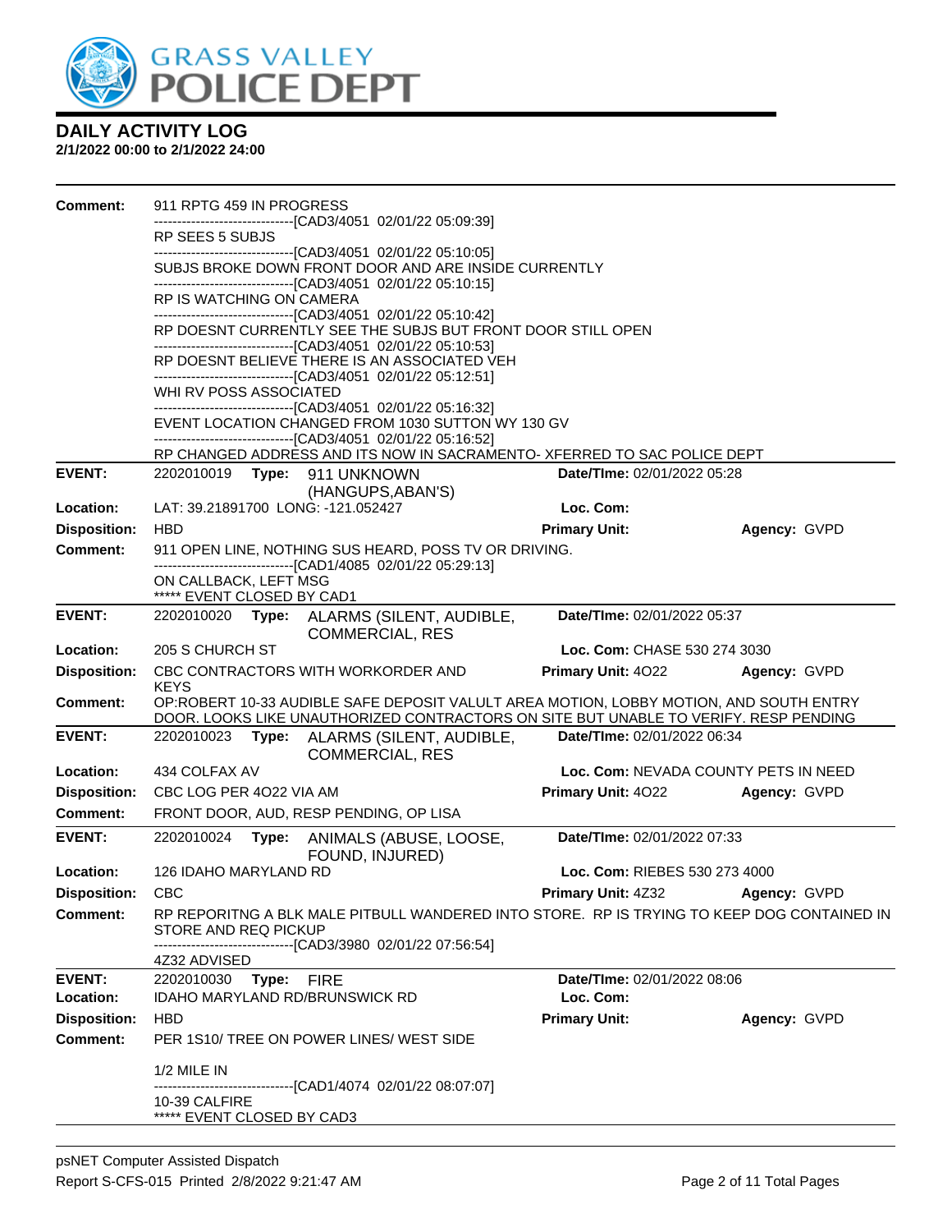# DAILY ACTIVITY LOG

**2/1/2022 00:00 to 2/1/2022 24:00**

**Comment:** 911 RPTG 459 IN PROGRESS
------------------------------[CAD3/4051 02/01/22 05:09:39]
RP SEES 5 SUBJS
------------------------------[CAD3/4051 02/01/22 05:10:05]
SUBJS BROKE DOWN FRONT DOOR AND ARE INSIDE CURRENTLY
------------------------------[CAD3/4051 02/01/22 05:10:15]
RP IS WATCHING ON CAMERA
------------------------------[CAD3/4051 02/01/22 05:10:42]
RP DOESNT CURRENTLY SEE THE SUBJS BUT FRONT DOOR STILL OPEN
------------------------------[CAD3/4051 02/01/22 05:10:53]
RP DOESNT BELIEVE THERE IS AN ASSOCIATED VEH
------------------------------[CAD3/4051 02/01/22 05:12:51]
WHI RV POSS ASSOCIATED
------------------------------[CAD3/4051 02/01/22 05:16:32]
EVENT LOCATION CHANGED FROM 1030 SUTTON WY 130 GV
------------------------------[CAD3/4051 02/01/22 05:16:52]
RP CHANGED ADDRESS AND ITS NOW IN SACRAMENTO- XFERRED TO SAC POLICE DEPT

---

**EVENT:** 2202010019 **Type:** 911 UNKNOWN (HANGUPS,ABAN'S) **Date/TIme:** 02/01/2022 05:28
**Location:** LAT: 39.21891700 LONG: -121.052427 **Loc. Com:**
**Disposition:** HBD **Primary Unit:** **Agency:** GVPD
**Comment:** 911 OPEN LINE, NOTHING SUS HEARD, POSS TV OR DRIVING.
------------------------------[CAD1/4085 02/01/22 05:29:13]
ON CALLBACK, LEFT MSG
***** EVENT CLOSED BY CAD1

---

**EVENT:** 2202010020 **Type:** ALARMS (SILENT, AUDIBLE, COMMERCIAL, RES **Date/TIme:** 02/01/2022 05:37
**Location:** 205 S CHURCH ST **Loc. Com:** CHASE 530 274 3030
**Disposition:** CBC CONTRACTORS WITH WORKORDER AND KEYS **Primary Unit:** 4O22 **Agency:** GVPD
**Comment:** OP:ROBERT 10-33 AUDIBLE SAFE DEPOSIT VALULT AREA MOTION, LOBBY MOTION, AND SOUTH ENTRY DOOR. LOOKS LIKE UNAUTHORIZED CONTRACTORS ON SITE BUT UNABLE TO VERIFY. RESP PENDING

---

**EVENT:** 2202010023 **Type:** ALARMS (SILENT, AUDIBLE, COMMERCIAL, RES **Date/TIme:** 02/01/2022 06:34
**Location:** 434 COLFAX AV **Loc. Com:** NEVADA COUNTY PETS IN NEED
**Disposition:** CBC LOG PER 4O22 VIA AM **Primary Unit:** 4O22 **Agency:** GVPD
**Comment:** FRONT DOOR, AUD, RESP PENDING, OP LISA

---

**EVENT:** 2202010024 **Type:** ANIMALS (ABUSE, LOOSE, FOUND, INJURED) **Date/TIme:** 02/01/2022 07:33
**Location:** 126 IDAHO MARYLAND RD **Loc. Com:** RIEBES 530 273 4000
**Disposition:** CBC **Primary Unit:** 4Z32 **Agency:** GVPD
**Comment:** RP REPORITNG A BLK MALE PITBULL WANDERED INTO STORE. RP IS TRYING TO KEEP DOG CONTAINED IN STORE AND REQ PICKUP
------------------------------[CAD3/3980 02/01/22 07:56:54]
4Z32 ADVISED

---

**EVENT:** 2202010030 **Type:** FIRE **Date/TIme:** 02/01/2022 08:06
**Location:** IDAHO MARYLAND RD/BRUNSWICK RD **Loc. Com:**
**Disposition:** HBD **Primary Unit:** **Agency:** GVPD
**Comment:** PER 1S10/ TREE ON POWER LINES/ WEST SIDE

1/2 MILE IN
------------------------------[CAD1/4074 02/01/22 08:07:07]
10-39 CALFIRE
***** EVENT CLOSED BY CAD3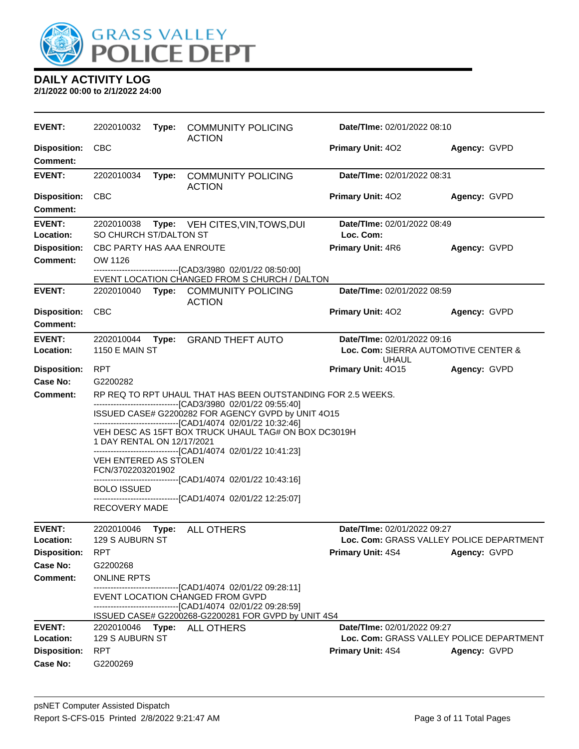# DAILY ACTIVITY LOG

**2/1/2022 00:00 to 2/1/2022 24:00**

---

**EVENT:** 2202010032 **Type:** COMMUNITY POLICING ACTION **Date/TIme:** 02/01/2022 08:10
**Disposition:** CBC **Primary Unit:** 4O2 **Agency:** GVPD
**Comment:**

---

**EVENT:** 2202010034 **Type:** COMMUNITY POLICING ACTION **Date/TIme:** 02/01/2022 08:31
**Disposition:** CBC **Primary Unit:** 4O2 **Agency:** GVPD
**Comment:**

---

**EVENT:** 2202010038 **Type:** VEH CITES,VIN,TOWS,DUI **Date/TIme:** 02/01/2022 08:49
**Location:** SO CHURCH ST/DALTON ST **Loc. Com:**
**Disposition:** CBC PARTY HAS AAA ENROUTE **Primary Unit:** 4R6 **Agency:** GVPD
**Comment:** OW 1126

------------------------------[CAD3/3980 02/01/22 08:50:00]
EVENT LOCATION CHANGED FROM S CHURCH / DALTON

---

**EVENT:** 2202010040 **Type:** COMMUNITY POLICING ACTION **Date/TIme:** 02/01/2022 08:59
**Disposition:** CBC **Primary Unit:** 4O2 **Agency:** GVPD
**Comment:**

---

**EVENT:** 2202010044 **Type:** GRAND THEFT AUTO **Date/TIme:** 02/01/2022 09:16
**Location:** 1150 E MAIN ST **Loc. Com:** SIERRA AUTOMOTIVE CENTER & UHAUL
**Disposition:** RPT **Primary Unit:** 4O15 **Agency:** GVPD
**Case No:** G2200282
**Comment:** RP REQ TO RPT UHAUL THAT HAS BEEN OUTSTANDING FOR 2.5 WEEKS.

------------------------------[CAD3/3980 02/01/22 09:55:40]
ISSUED CASE# G2200282 FOR AGENCY GVPD by UNIT 4O15
------------------------------[CAD1/4074 02/01/22 10:32:46]
VEH DESC AS 15FT BOX TRUCK UHAUL TAG# ON BOX DC3019H
1 DAY RENTAL ON 12/17/2021
------------------------------[CAD1/4074 02/01/22 10:41:23]
VEH ENTERED AS STOLEN
FCN/3702203201902
------------------------------[CAD1/4074 02/01/22 10:43:16]
BOLO ISSUED
------------------------------[CAD1/4074 02/01/22 12:25:07]
RECOVERY MADE

---

**EVENT:** 2202010046 **Type:** ALL OTHERS **Date/TIme:** 02/01/2022 09:27
**Location:** 129 S AUBURN ST **Loc. Com:** GRASS VALLEY POLICE DEPARTMENT
**Disposition:** RPT **Primary Unit:** 4S4 **Agency:** GVPD
**Case No:** G2200268
**Comment:** ONLINE RPTS

------------------------------[CAD1/4074 02/01/22 09:28:11]
EVENT LOCATION CHANGED FROM GVPD
------------------------------[CAD1/4074 02/01/22 09:28:59]
ISSUED CASE# G2200268-G2200281 FOR GVPD by UNIT 4S4

---

**EVENT:** 2202010046 **Type:** ALL OTHERS **Date/TIme:** 02/01/2022 09:27
**Location:** 129 S AUBURN ST **Loc. Com:** GRASS VALLEY POLICE DEPARTMENT
**Disposition:** RPT **Primary Unit:** 4S4 **Agency:** GVPD
**Case No:** G2200269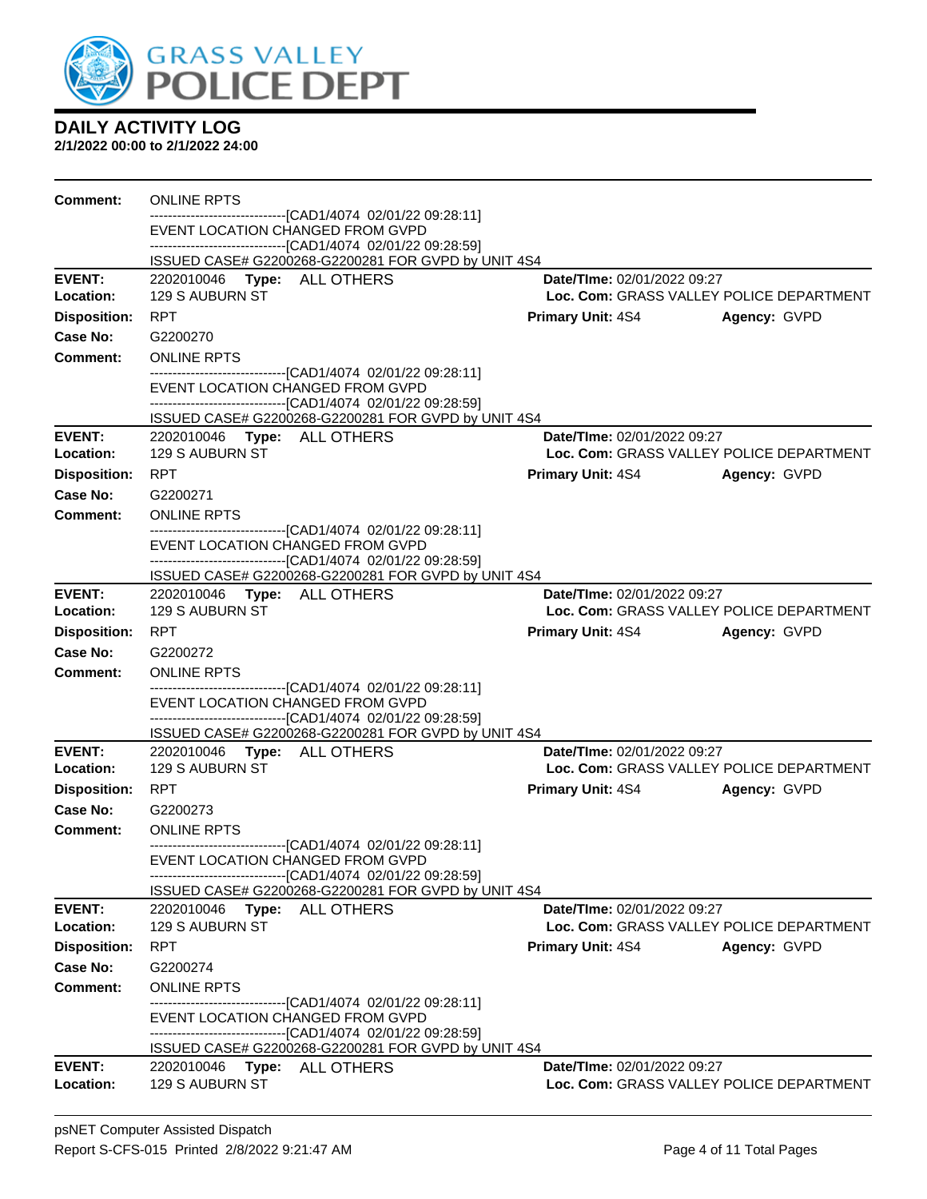**DAILY ACTIVITY LOG**
**2/1/2022 00:00 to 2/1/2022 24:00**

**Comment:** ONLINE RPTS
------------------------------[CAD1/4074 02/01/22 09:28:11]
EVENT LOCATION CHANGED FROM GVPD
------------------------------[CAD1/4074 02/01/22 09:28:59]
ISSUED CASE# G2200268-G2200281 FOR GVPD by UNIT 4S4

---

**EVENT:** 2202010046 **Type:** ALL OTHERS **Date/TIme:** 02/01/2022 09:27
**Location:** 129 S AUBURN ST **Loc. Com:** GRASS VALLEY POLICE DEPARTMENT
**Disposition:** RPT **Primary Unit:** 4S4 **Agency:** GVPD
**Case No:** G2200270
**Comment:** ONLINE RPTS
------------------------------[CAD1/4074 02/01/22 09:28:11]
EVENT LOCATION CHANGED FROM GVPD
------------------------------[CAD1/4074 02/01/22 09:28:59]
ISSUED CASE# G2200268-G2200281 FOR GVPD by UNIT 4S4

---

**EVENT:** 2202010046 **Type:** ALL OTHERS **Date/TIme:** 02/01/2022 09:27
**Location:** 129 S AUBURN ST **Loc. Com:** GRASS VALLEY POLICE DEPARTMENT
**Disposition:** RPT **Primary Unit:** 4S4 **Agency:** GVPD
**Case No:** G2200271
**Comment:** ONLINE RPTS
------------------------------[CAD1/4074 02/01/22 09:28:11]
EVENT LOCATION CHANGED FROM GVPD
------------------------------[CAD1/4074 02/01/22 09:28:59]
ISSUED CASE# G2200268-G2200281 FOR GVPD by UNIT 4S4

---

**EVENT:** 2202010046 **Type:** ALL OTHERS **Date/TIme:** 02/01/2022 09:27
**Location:** 129 S AUBURN ST **Loc. Com:** GRASS VALLEY POLICE DEPARTMENT
**Disposition:** RPT **Primary Unit:** 4S4 **Agency:** GVPD
**Case No:** G2200272
**Comment:** ONLINE RPTS
------------------------------[CAD1/4074 02/01/22 09:28:11]
EVENT LOCATION CHANGED FROM GVPD
------------------------------[CAD1/4074 02/01/22 09:28:59]
ISSUED CASE# G2200268-G2200281 FOR GVPD by UNIT 4S4

---

**EVENT:** 2202010046 **Type:** ALL OTHERS **Date/TIme:** 02/01/2022 09:27
**Location:** 129 S AUBURN ST **Loc. Com:** GRASS VALLEY POLICE DEPARTMENT
**Disposition:** RPT **Primary Unit:** 4S4 **Agency:** GVPD
**Case No:** G2200273
**Comment:** ONLINE RPTS
------------------------------[CAD1/4074 02/01/22 09:28:11]
EVENT LOCATION CHANGED FROM GVPD
------------------------------[CAD1/4074 02/01/22 09:28:59]
ISSUED CASE# G2200268-G2200281 FOR GVPD by UNIT 4S4

---

**EVENT:** 2202010046 **Type:** ALL OTHERS **Date/TIme:** 02/01/2022 09:27
**Location:** 129 S AUBURN ST **Loc. Com:** GRASS VALLEY POLICE DEPARTMENT
**Disposition:** RPT **Primary Unit:** 4S4 **Agency:** GVPD
**Case No:** G2200274
**Comment:** ONLINE RPTS
------------------------------[CAD1/4074 02/01/22 09:28:11]
EVENT LOCATION CHANGED FROM GVPD
------------------------------[CAD1/4074 02/01/22 09:28:59]
ISSUED CASE# G2200268-G2200281 FOR GVPD by UNIT 4S4

---

**EVENT:** 2202010046 **Type:** ALL OTHERS **Date/TIme:** 02/01/2022 09:27
**Location:** 129 S AUBURN ST **Loc. Com:** GRASS VALLEY POLICE DEPARTMENT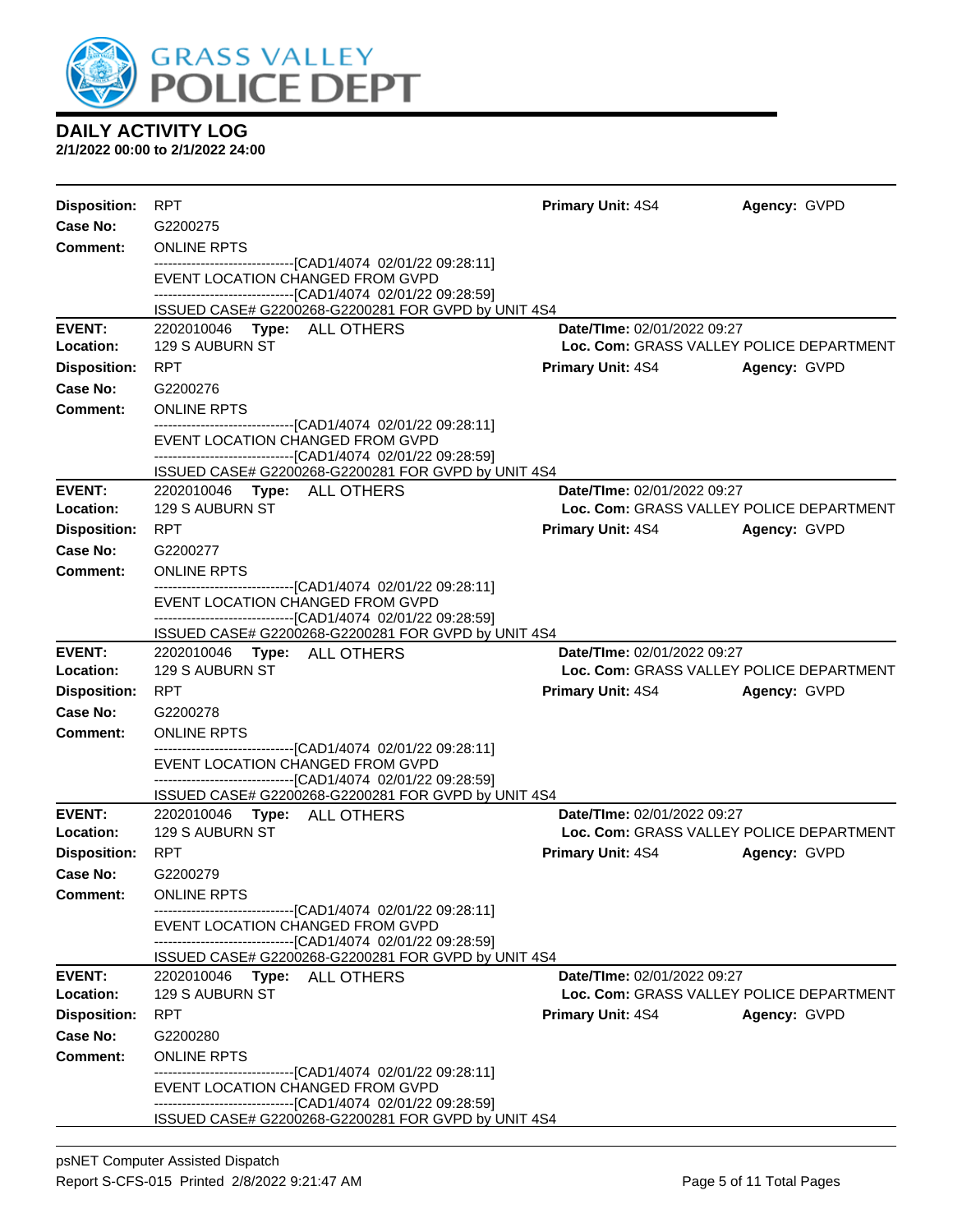# DAILY ACTIVITY LOG

**2/1/2022 00:00 to 2/1/2022 24:00**

**Disposition:** RPT **Primary Unit:** 4S4 **Agency:** GVPD
**Case No:** G2200275
**Comment:** ONLINE RPTS

-------------------------------[CAD1/4074 02/01/22 09:28:11]
EVENT LOCATION CHANGED FROM GVPD
-------------------------------[CAD1/4074 02/01/22 09:28:59]
ISSUED CASE# G2200268-G2200281 FOR GVPD by UNIT 4S4

---

**EVENT:** 2202010046 **Type:** ALL OTHERS **Date/TIme:** 02/01/2022 09:27
**Location:** 129 S AUBURN ST **Loc. Com:** GRASS VALLEY POLICE DEPARTMENT
**Disposition:** RPT **Primary Unit:** 4S4 **Agency:** GVPD
**Case No:** G2200276
**Comment:** ONLINE RPTS

-------------------------------[CAD1/4074 02/01/22 09:28:11]
EVENT LOCATION CHANGED FROM GVPD
-------------------------------[CAD1/4074 02/01/22 09:28:59]
ISSUED CASE# G2200268-G2200281 FOR GVPD by UNIT 4S4

---

**EVENT:** 2202010046 **Type:** ALL OTHERS **Date/TIme:** 02/01/2022 09:27
**Location:** 129 S AUBURN ST **Loc. Com:** GRASS VALLEY POLICE DEPARTMENT
**Disposition:** RPT **Primary Unit:** 4S4 **Agency:** GVPD
**Case No:** G2200277
**Comment:** ONLINE RPTS

-------------------------------[CAD1/4074 02/01/22 09:28:11]
EVENT LOCATION CHANGED FROM GVPD
-------------------------------[CAD1/4074 02/01/22 09:28:59]
ISSUED CASE# G2200268-G2200281 FOR GVPD by UNIT 4S4

---

**EVENT:** 2202010046 **Type:** ALL OTHERS **Date/TIme:** 02/01/2022 09:27
**Location:** 129 S AUBURN ST **Loc. Com:** GRASS VALLEY POLICE DEPARTMENT
**Disposition:** RPT **Primary Unit:** 4S4 **Agency:** GVPD
**Case No:** G2200278
**Comment:** ONLINE RPTS

-------------------------------[CAD1/4074 02/01/22 09:28:11]
EVENT LOCATION CHANGED FROM GVPD
-------------------------------[CAD1/4074 02/01/22 09:28:59]
ISSUED CASE# G2200268-G2200281 FOR GVPD by UNIT 4S4

---

**EVENT:** 2202010046 **Type:** ALL OTHERS **Date/TIme:** 02/01/2022 09:27
**Location:** 129 S AUBURN ST **Loc. Com:** GRASS VALLEY POLICE DEPARTMENT
**Disposition:** RPT **Primary Unit:** 4S4 **Agency:** GVPD
**Case No:** G2200279
**Comment:** ONLINE RPTS

-------------------------------[CAD1/4074 02/01/22 09:28:11]
EVENT LOCATION CHANGED FROM GVPD
-------------------------------[CAD1/4074 02/01/22 09:28:59]
ISSUED CASE# G2200268-G2200281 FOR GVPD by UNIT 4S4

---

**EVENT:** 2202010046 **Type:** ALL OTHERS **Date/TIme:** 02/01/2022 09:27
**Location:** 129 S AUBURN ST **Loc. Com:** GRASS VALLEY POLICE DEPARTMENT
**Disposition:** RPT **Primary Unit:** 4S4 **Agency:** GVPD
**Case No:** G2200280
**Comment:** ONLINE RPTS

-------------------------------[CAD1/4074 02/01/22 09:28:11]
EVENT LOCATION CHANGED FROM GVPD
-------------------------------[CAD1/4074 02/01/22 09:28:59]
ISSUED CASE# G2200268-G2200281 FOR GVPD by UNIT 4S4

---

psNET Computer Assisted Dispatch
Report S-CFS-015 Printed 2/8/2022 9:21:47 AM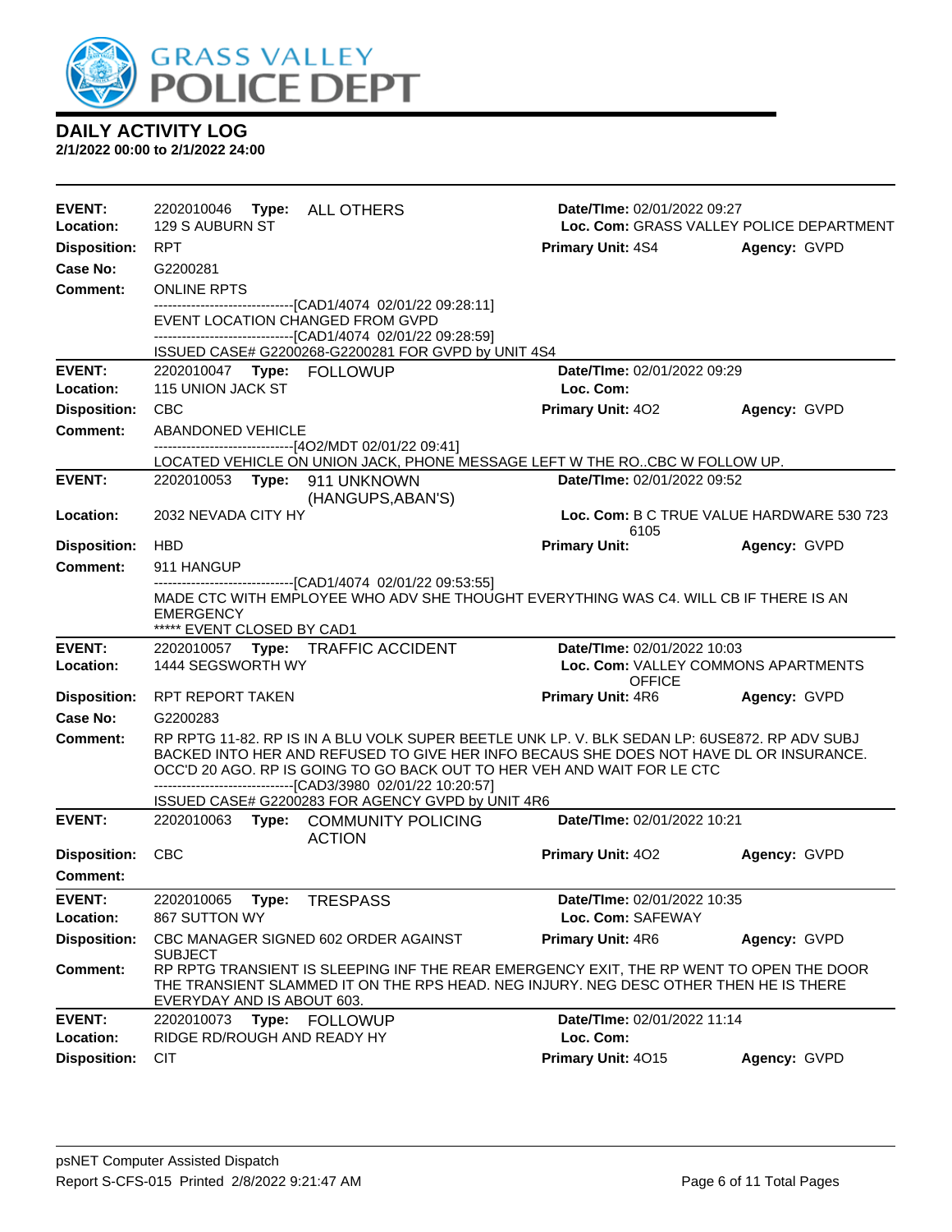# DAILY ACTIVITY LOG

**2/1/2022 00:00 to 2/1/2022 24:00**

---

**EVENT:** 2202010046 **Type:** ALL OTHERS  
**Date/TIme:** 02/01/2022 09:27  
**Location:** 129 S AUBURN ST  
**Loc. Com:** GRASS VALLEY POLICE DEPARTMENT  
**Disposition:** RPT  
**Primary Unit:** 4S4 **Agency:** GVPD  
**Case No:** G2200281  
**Comment:** ONLINE RPTS  
-------------------------------[CAD1/4074 02/01/22 09:28:11]  
EVENT LOCATION CHANGED FROM GVPD  
-------------------------------[CAD1/4074 02/01/22 09:28:59]  
ISSUED CASE# G2200268-G2200281 FOR GVPD by UNIT 4S4

---

**EVENT:** 2202010047 **Type:** FOLLOWUP  
**Date/TIme:** 02/01/2022 09:29  
**Location:** 115 UNION JACK ST  
**Loc. Com:**  
**Disposition:** CBC  
**Primary Unit:** 4O2 **Agency:** GVPD  
**Comment:** ABANDONED VEHICLE  
-------------------------------[4O2/MDT 02/01/22 09:41]  
LOCATED VEHICLE ON UNION JACK, PHONE MESSAGE LEFT W THE RO..CBC W FOLLOW UP.

---

**EVENT:** 2202010053 **Type:** 911 UNKNOWN (HANGUPS,ABAN'S)  
**Date/TIme:** 02/01/2022 09:52  
**Location:** 2032 NEVADA CITY HY  
**Loc. Com:** B C TRUE VALUE HARDWARE 530 723 6105  
**Disposition:** HBD  
**Primary Unit:** **Agency:** GVPD  
**Comment:** 911 HANGUP  
-------------------------------[CAD1/4074 02/01/22 09:53:55]  
MADE CTC WITH EMPLOYEE WHO ADV SHE THOUGHT EVERYTHING WAS C4. WILL CB IF THERE IS AN EMERGENCY  
***** EVENT CLOSED BY CAD1

---

**EVENT:** 2202010057 **Type:** TRAFFIC ACCIDENT  
**Date/TIme:** 02/01/2022 10:03  
**Location:** 1444 SEGSWORTH WY  
**Loc. Com:** VALLEY COMMONS APARTMENTS OFFICE  
**Disposition:** RPT REPORT TAKEN  
**Primary Unit:** 4R6 **Agency:** GVPD  
**Case No:** G2200283  
**Comment:** RP RPTG 11-82. RP IS IN A BLU VOLK SUPER BEETLE UNK LP. V. BLK SEDAN LP: 6USE872. RP ADV SUBJ BACKED INTO HER AND REFUSED TO GIVE HER INFO BECAUS SHE DOES NOT HAVE DL OR INSURANCE. OCC'D 20 AGO. RP IS GOING TO GO BACK OUT TO HER VEH AND WAIT FOR LE CTC  
-------------------------------[CAD3/3980 02/01/22 10:20:57]  
ISSUED CASE# G2200283 FOR AGENCY GVPD by UNIT 4R6

---

**EVENT:** 2202010063 **Type:** COMMUNITY POLICING ACTION  
**Date/TIme:** 02/01/2022 10:21  
**Disposition:** CBC  
**Primary Unit:** 4O2 **Agency:** GVPD  
**Comment:**

---

**EVENT:** 2202010065 **Type:** TRESPASS  
**Date/TIme:** 02/01/2022 10:35  
**Location:** 867 SUTTON WY  
**Loc. Com:** SAFEWAY  
**Disposition:** CBC MANAGER SIGNED 602 ORDER AGAINST SUBJECT  
**Primary Unit:** 4R6 **Agency:** GVPD  
**Comment:** RP RPTG TRANSIENT IS SLEEPING INF THE REAR EMERGENCY EXIT, THE RP WENT TO OPEN THE DOOR THE TRANSIENT SLAMMED IT ON THE RPS HEAD. NEG INJURY. NEG DESC OTHER THEN HE IS THERE EVERYDAY AND IS ABOUT 603.

---

**EVENT:** 2202010073 **Type:** FOLLOWUP  
**Date/TIme:** 02/01/2022 11:14  
**Location:** RIDGE RD/ROUGH AND READY HY  
**Loc. Com:**  
**Disposition:** CIT  
**Primary Unit:** 4O15 **Agency:** GVPD

---

psNET Computer Assisted Dispatch  
Report S-CFS-015 Printed 2/8/2022 9:21:47 AM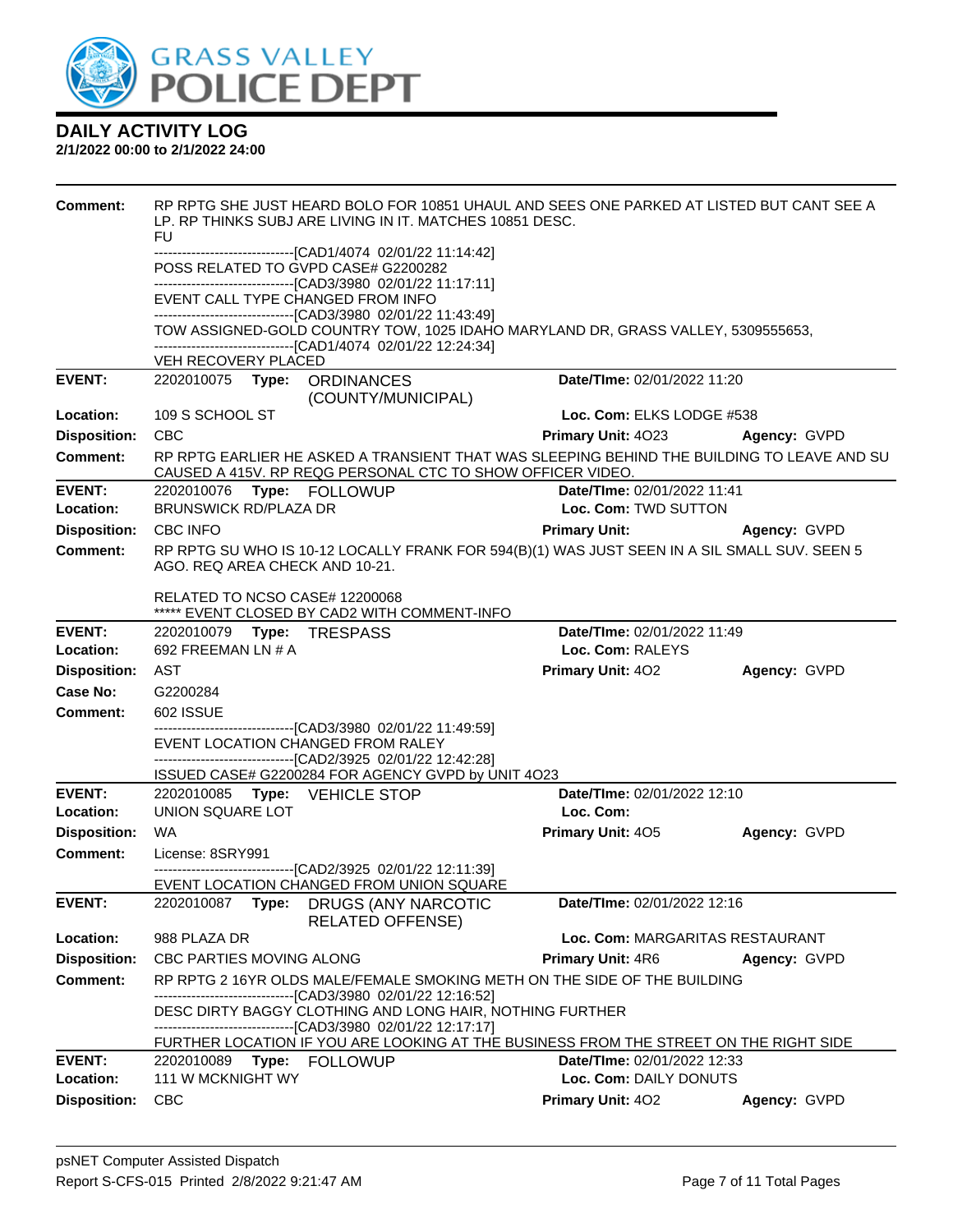# DAILY ACTIVITY LOG

**2/1/2022 00:00 to 2/1/2022 24:00**

**Comment:** RP RPTG SHE JUST HEARD BOLO FOR 10851 UHAUL AND SEES ONE PARKED AT LISTED BUT CANT SEE A LP. RP THINKS SUBJ ARE LIVING IN IT. MATCHES 10851 DESC.
FU
------------------------------[CAD1/4074 02/01/22 11:14:42]
POSS RELATED TO GVPD CASE# G2200282
------------------------------[CAD3/3980 02/01/22 11:17:11]
EVENT CALL TYPE CHANGED FROM INFO
------------------------------[CAD3/3980 02/01/22 11:43:49]
TOW ASSIGNED-GOLD COUNTRY TOW, 1025 IDAHO MARYLAND DR, GRASS VALLEY, 5309555653,
------------------------------[CAD1/4074 02/01/22 12:24:34]
VEH RECOVERY PLACED

---

**EVENT:** 2202010075 **Type:** ORDINANCES (COUNTY/MUNICIPAL) **Date/TIme:** 02/01/2022 11:20
**Location:** 109 S SCHOOL ST **Loc. Com:** ELKS LODGE #538
**Disposition:** CBC **Primary Unit:** 4O23 **Agency:** GVPD
**Comment:** RP RPTG EARLIER HE ASKED A TRANSIENT THAT WAS SLEEPING BEHIND THE BUILDING TO LEAVE AND SU CAUSED A 415V. RP REQG PERSONAL CTC TO SHOW OFFICER VIDEO.

---

**EVENT:** 2202010076 **Type:** FOLLOWUP **Date/TIme:** 02/01/2022 11:41
**Location:** BRUNSWICK RD/PLAZA DR **Loc. Com:** TWD SUTTON
**Disposition:** CBC INFO **Primary Unit:** **Agency:** GVPD
**Comment:** RP RPTG SU WHO IS 10-12 LOCALLY FRANK FOR 594(B)(1) WAS JUST SEEN IN A SIL SMALL SUV. SEEN 5 AGO. REQ AREA CHECK AND 10-21.

RELATED TO NCSO CASE# 12200068
***** EVENT CLOSED BY CAD2 WITH COMMENT-INFO

---

**EVENT:** 2202010079 **Type:** TRESPASS **Date/TIme:** 02/01/2022 11:49
**Location:** 692 FREEMAN LN # A **Loc. Com:** RALEYS
**Disposition:** AST **Primary Unit:** 4O2 **Agency:** GVPD
**Case No:** G2200284
**Comment:** 602 ISSUE
------------------------------[CAD3/3980 02/01/22 11:49:59]
EVENT LOCATION CHANGED FROM RALEY
------------------------------[CAD2/3925 02/01/22 12:42:28]
ISSUED CASE# G2200284 FOR AGENCY GVPD by UNIT 4O23

---

**EVENT:** 2202010085 **Type:** VEHICLE STOP **Date/TIme:** 02/01/2022 12:10
**Location:** UNION SQUARE LOT **Loc. Com:**
**Disposition:** WA **Primary Unit:** 4O5 **Agency:** GVPD
**Comment:** License: 8SRY991
------------------------------[CAD2/3925 02/01/22 12:11:39]
EVENT LOCATION CHANGED FROM UNION SQUARE

---

**EVENT:** 2202010087 **Type:** DRUGS (ANY NARCOTIC RELATED OFFENSE) **Date/TIme:** 02/01/2022 12:16
**Location:** 988 PLAZA DR **Loc. Com:** MARGARITAS RESTAURANT
**Disposition:** CBC PARTIES MOVING ALONG **Primary Unit:** 4R6 **Agency:** GVPD
**Comment:** RP RPTG 2 16YR OLDS MALE/FEMALE SMOKING METH ON THE SIDE OF THE BUILDING
------------------------------[CAD3/3980 02/01/22 12:16:52]
DESC DIRTY BAGGY CLOTHING AND LONG HAIR, NOTHING FURTHER
------------------------------[CAD3/3980 02/01/22 12:17:17]
FURTHER LOCATION IF YOU ARE LOOKING AT THE BUSINESS FROM THE STREET ON THE RIGHT SIDE

---

**EVENT:** 2202010089 **Type:** FOLLOWUP **Date/TIme:** 02/01/2022 12:33
**Location:** 111 W MCKNIGHT WY **Loc. Com:** DAILY DONUTS
**Disposition:** CBC **Primary Unit:** 4O2 **Agency:** GVPD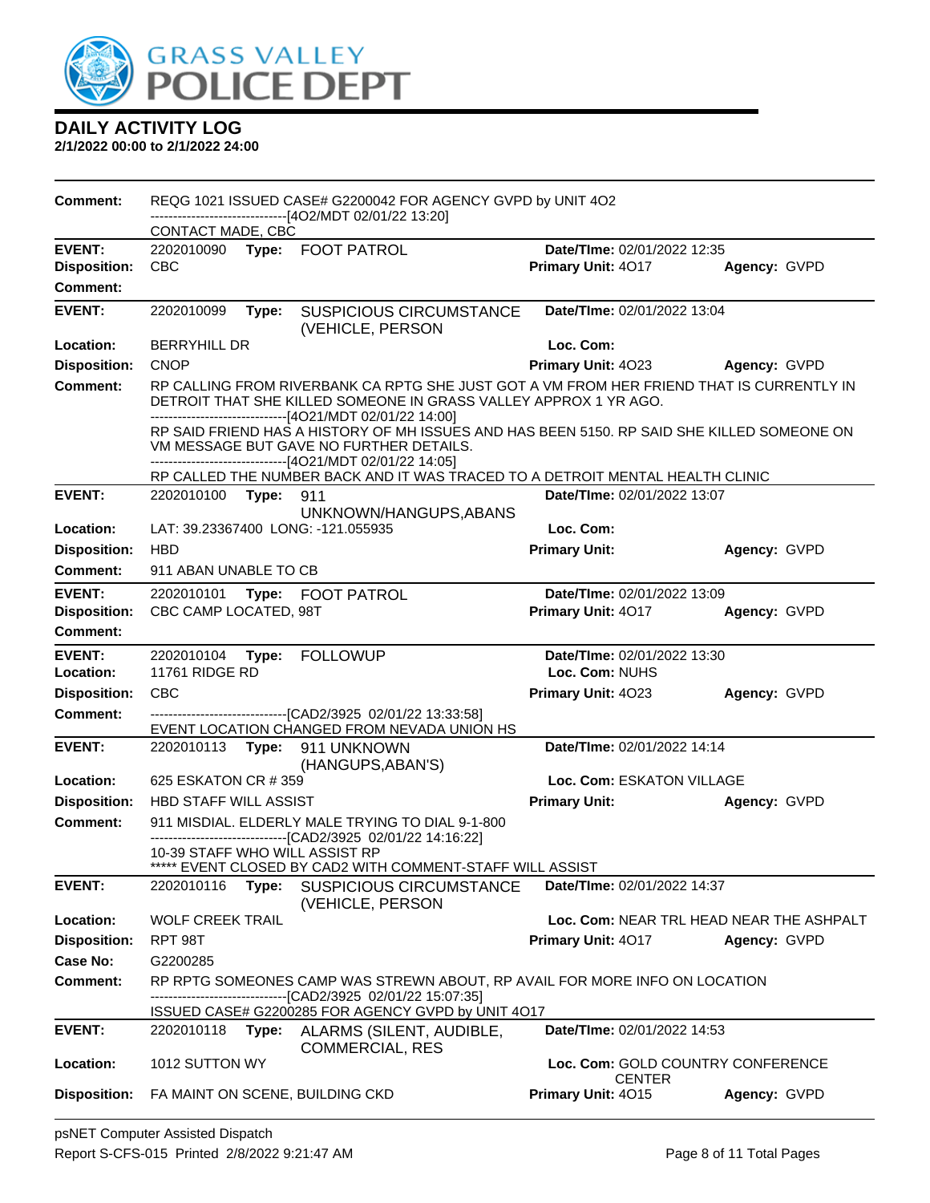# DAILY ACTIVITY LOG

**2/1/2022 00:00 to 2/1/2022 24:00**

**Comment:** REQG 1021 ISSUED CASE# G2200042 FOR AGENCY GVPD by UNIT 4O2
------------------------------[4O2/MDT 02/01/22 13:20]
CONTACT MADE, CBC

---

**EVENT:** 2202010090 **Type:** FOOT PATROL **Date/TIme:** 02/01/2022 12:35
**Disposition:** CBC **Primary Unit:** 4O17 **Agency:** GVPD
**Comment:**

---

**EVENT:** 2202010099 **Type:** SUSPICIOUS CIRCUMSTANCE (VEHICLE, PERSON **Date/TIme:** 02/01/2022 13:04
**Location:** BERRYHILL DR **Loc. Com:**
**Disposition:** CNOP **Primary Unit:** 4O23 **Agency:** GVPD
**Comment:** RP CALLING FROM RIVERBANK CA RPTG SHE JUST GOT A VM FROM HER FRIEND THAT IS CURRENTLY IN DETROIT THAT SHE KILLED SOMEONE IN GRASS VALLEY APPROX 1 YR AGO.
------------------------------[4O21/MDT 02/01/22 14:00]
RP SAID FRIEND HAS A HISTORY OF MH ISSUES AND HAS BEEN 5150. RP SAID SHE KILLED SOMEONE ON VM MESSAGE BUT GAVE NO FURTHER DETAILS.
------------------------------[4O21/MDT 02/01/22 14:05]
RP CALLED THE NUMBER BACK AND IT WAS TRACED TO A DETROIT MENTAL HEALTH CLINIC

---

**EVENT:** 2202010100 **Type:** 911 UNKNOWN/HANGUPS,ABANS **Date/TIme:** 02/01/2022 13:07
**Location:** LAT: 39.23367400 LONG: -121.055935 **Loc. Com:**
**Disposition:** HBD **Primary Unit:** **Agency:** GVPD
**Comment:** 911 ABAN UNABLE TO CB

---

**EVENT:** 2202010101 **Type:** FOOT PATROL **Date/TIme:** 02/01/2022 13:09
**Disposition:** CBC CAMP LOCATED, 98T **Primary Unit:** 4O17 **Agency:** GVPD
**Comment:**

---

**EVENT:** 2202010104 **Type:** FOLLOWUP **Date/TIme:** 02/01/2022 13:30
**Location:** 11761 RIDGE RD **Loc. Com:** NUHS
**Disposition:** CBC **Primary Unit:** 4O23 **Agency:** GVPD
**Comment:** ------------------------------[CAD2/3925 02/01/22 13:33:58]
EVENT LOCATION CHANGED FROM NEVADA UNION HS

---

**EVENT:** 2202010113 **Type:** 911 UNKNOWN (HANGUPS,ABAN'S) **Date/TIme:** 02/01/2022 14:14
**Location:** 625 ESKATON CR # 359 **Loc. Com:** ESKATON VILLAGE
**Disposition:** HBD STAFF WILL ASSIST **Primary Unit:** **Agency:** GVPD
**Comment:** 911 MISDIAL. ELDERLY MALE TRYING TO DIAL 9-1-800
------------------------------[CAD2/3925 02/01/22 14:16:22]
10-39 STAFF WHO WILL ASSIST RP
***** EVENT CLOSED BY CAD2 WITH COMMENT-STAFF WILL ASSIST

---

**EVENT:** 2202010116 **Type:** SUSPICIOUS CIRCUMSTANCE (VEHICLE, PERSON **Date/TIme:** 02/01/2022 14:37
**Location:** WOLF CREEK TRAIL **Loc. Com:** NEAR TRL HEAD NEAR THE ASHPALT
**Disposition:** RPT 98T **Primary Unit:** 4O17 **Agency:** GVPD
**Case No:** G2200285
**Comment:** RP RPTG SOMEONES CAMP WAS STREWN ABOUT, RP AVAIL FOR MORE INFO ON LOCATION
------------------------------[CAD2/3925 02/01/22 15:07:35]
ISSUED CASE# G2200285 FOR AGENCY GVPD by UNIT 4O17

---

**EVENT:** 2202010118 **Type:** ALARMS (SILENT, AUDIBLE, COMMERCIAL, RES **Date/TIme:** 02/01/2022 14:53
**Location:** 1012 SUTTON WY **Loc. Com:** GOLD COUNTRY CONFERENCE CENTER
**Disposition:** FA MAINT ON SCENE, BUILDING CKD **Primary Unit:** 4O15 **Agency:** GVPD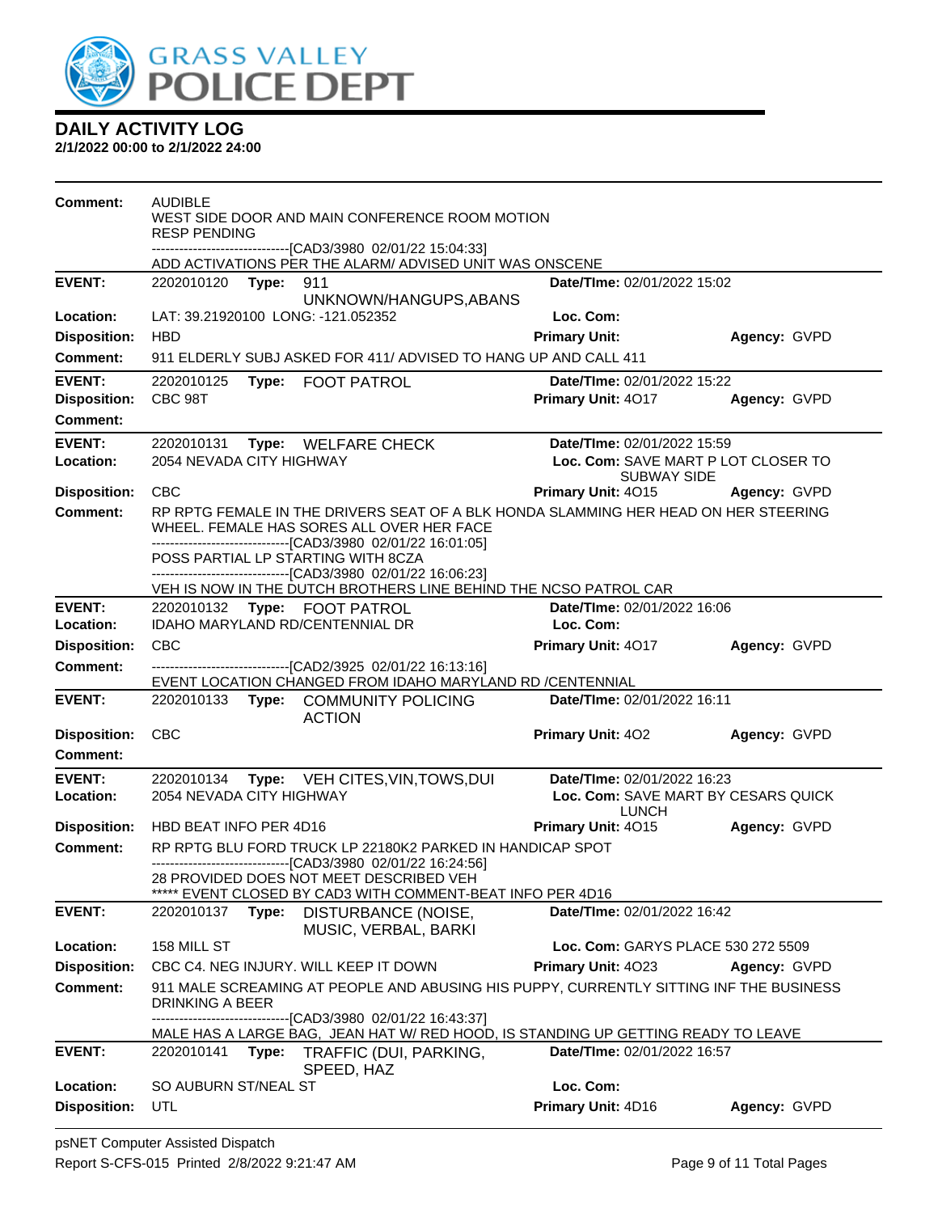**DAILY ACTIVITY LOG**
**2/1/2022 00:00 to 2/1/2022 24:00**

**Comment:** AUDIBLE
WEST SIDE DOOR AND MAIN CONFERENCE ROOM MOTION
RESP PENDING
------------------------------[CAD3/3980 02/01/22 15:04:33]
ADD ACTIVATIONS PER THE ALARM/ ADVISED UNIT WAS ONSCENE

---

**EVENT:** 2202010120 **Type:** 911 UNKNOWN/HANGUPS,ABANS **Date/TIme:** 02/01/2022 15:02
**Location:** LAT: 39.21920100 LONG: -121.052352 **Loc. Com:**
**Disposition:** HBD **Primary Unit:** **Agency:** GVPD
**Comment:** 911 ELDERLY SUBJ ASKED FOR 411/ ADVISED TO HANG UP AND CALL 411

---

**EVENT:** 2202010125 **Type:** FOOT PATROL **Date/TIme:** 02/01/2022 15:22
**Disposition:** CBC 98T **Primary Unit:** 4O17 **Agency:** GVPD
**Comment:**

---

**EVENT:** 2202010131 **Type:** WELFARE CHECK **Date/TIme:** 02/01/2022 15:59
**Location:** 2054 NEVADA CITY HIGHWAY **Loc. Com:** SAVE MART P LOT CLOSER TO SUBWAY SIDE
**Disposition:** CBC **Primary Unit:** 4O15 **Agency:** GVPD
**Comment:** RP RPTG FEMALE IN THE DRIVERS SEAT OF A BLK HONDA SLAMMING HER HEAD ON HER STEERING WHEEL. FEMALE HAS SORES ALL OVER HER FACE
------------------------------[CAD3/3980 02/01/22 16:01:05]
POSS PARTIAL LP STARTING WITH 8CZA
------------------------------[CAD3/3980 02/01/22 16:06:23]
VEH IS NOW IN THE DUTCH BROTHERS LINE BEHIND THE NCSO PATROL CAR

---

**EVENT:** 2202010132 **Type:** FOOT PATROL **Date/TIme:** 02/01/2022 16:06
**Location:** IDAHO MARYLAND RD/CENTENNIAL DR **Loc. Com:**
**Disposition:** CBC **Primary Unit:** 4O17 **Agency:** GVPD
**Comment:** ------------------------------[CAD2/3925 02/01/22 16:13:16]
EVENT LOCATION CHANGED FROM IDAHO MARYLAND RD /CENTENNIAL

---

**EVENT:** 2202010133 **Type:** COMMUNITY POLICING ACTION **Date/TIme:** 02/01/2022 16:11
**Disposition:** CBC **Primary Unit:** 4O2 **Agency:** GVPD
**Comment:**

---

**EVENT:** 2202010134 **Type:** VEH CITES,VIN,TOWS,DUI **Date/TIme:** 02/01/2022 16:23
**Location:** 2054 NEVADA CITY HIGHWAY **Loc. Com:** SAVE MART BY CESARS QUICK LUNCH
**Disposition:** HBD BEAT INFO PER 4D16 **Primary Unit:** 4O15 **Agency:** GVPD
**Comment:** RP RPTG BLU FORD TRUCK LP 22180K2 PARKED IN HANDICAP SPOT
------------------------------[CAD3/3980 02/01/22 16:24:56]
28 PROVIDED DOES NOT MEET DESCRIBED VEH
***** EVENT CLOSED BY CAD3 WITH COMMENT-BEAT INFO PER 4D16

---

**EVENT:** 2202010137 **Type:** DISTURBANCE (NOISE, MUSIC, VERBAL, BARKI **Date/TIme:** 02/01/2022 16:42
**Location:** 158 MILL ST **Loc. Com:** GARYS PLACE 530 272 5509
**Disposition:** CBC C4. NEG INJURY. WILL KEEP IT DOWN **Primary Unit:** 4O23 **Agency:** GVPD
**Comment:** 911 MALE SCREAMING AT PEOPLE AND ABUSING HIS PUPPY, CURRENTLY SITTING INF THE BUSINESS DRINKING A BEER
------------------------------[CAD3/3980 02/01/22 16:43:37]
MALE HAS A LARGE BAG, JEAN HAT W/ RED HOOD, IS STANDING UP GETTING READY TO LEAVE

---

**EVENT:** 2202010141 **Type:** TRAFFIC (DUI, PARKING, SPEED, HAZ **Date/TIme:** 02/01/2022 16:57
**Location:** SO AUBURN ST/NEAL ST **Loc. Com:**
**Disposition:** UTL **Primary Unit:** 4D16 **Agency:** GVPD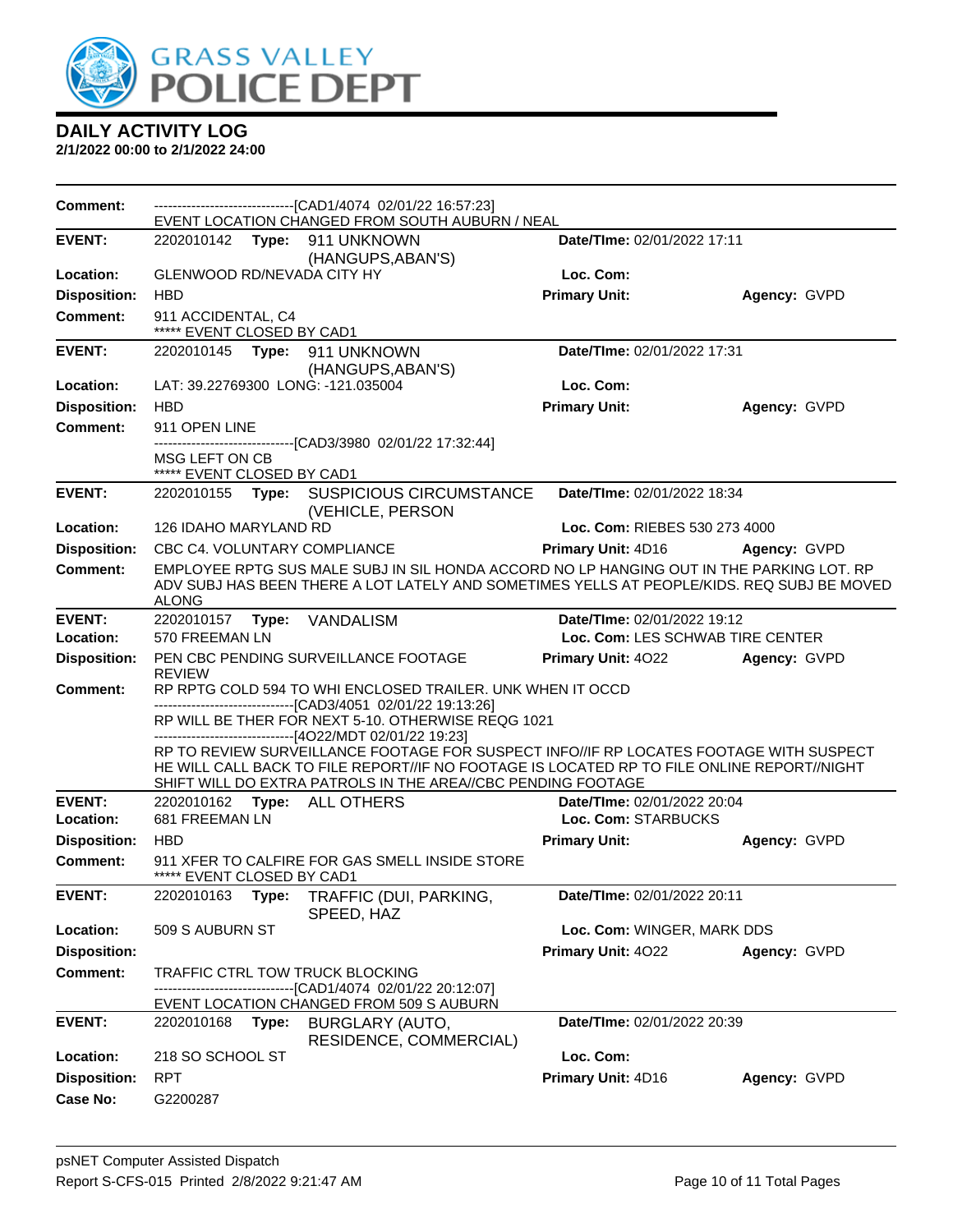# DAILY ACTIVITY LOG

**2/1/2022 00:00 to 2/1/2022 24:00**

| | | | |
|---|---|---|---|
| **Comment:** | ------------------------------[CAD1/4074 02/01/22 16:57:23] EVENT LOCATION CHANGED FROM SOUTH AUBURN / NEAL | | |
| **EVENT:** | 2202010142 **Type:** 911 UNKNOWN (HANGUPS,ABAN'S) | **Date/TIme:** 02/01/2022 17:11 | |
| **Location:** | GLENWOOD RD/NEVADA CITY HY | **Loc. Com:** | |
| **Disposition:** | HBD | **Primary Unit:** | **Agency:** GVPD |
| **Comment:** | 911 ACCIDENTAL, C4<br>***** EVENT CLOSED BY CAD1 | | |
| **EVENT:** | 2202010145 **Type:** 911 UNKNOWN (HANGUPS,ABAN'S) | **Date/TIme:** 02/01/2022 17:31 | |
| **Location:** | LAT: 39.22769300 LONG: -121.035004 | **Loc. Com:** | |
| **Disposition:** | HBD | **Primary Unit:** | **Agency:** GVPD |
| **Comment:** | 911 OPEN LINE<br>------------------------------[CAD3/3980 02/01/22 17:32:44]<br>MSG LEFT ON CB<br>***** EVENT CLOSED BY CAD1 | | |
| **EVENT:** | 2202010155 **Type:** SUSPICIOUS CIRCUMSTANCE (VEHICLE, PERSON | **Date/TIme:** 02/01/2022 18:34 | |
| **Location:** | 126 IDAHO MARYLAND RD | **Loc. Com:** RIEBES 530 273 4000 | |
| **Disposition:** | CBC C4. VOLUNTARY COMPLIANCE | **Primary Unit:** 4D16 | **Agency:** GVPD |
| **Comment:** | EMPLOYEE RPTG SUS MALE SUBJ IN SIL HONDA ACCORD NO LP HANGING OUT IN THE PARKING LOT. RP ADV SUBJ HAS BEEN THERE A LOT LATELY AND SOMETIMES YELLS AT PEOPLE/KIDS. REQ SUBJ BE MOVED ALONG | | |
| **EVENT:** | 2202010157 **Type:** VANDALISM | **Date/TIme:** 02/01/2022 19:12 | |
| **Location:** | 570 FREEMAN LN | **Loc. Com:** LES SCHWAB TIRE CENTER | |
| **Disposition:** | PEN CBC PENDING SURVEILLANCE FOOTAGE REVIEW | **Primary Unit:** 4O22 | **Agency:** GVPD |
| **Comment:** | RP RPTG COLD 594 TO WHI ENCLOSED TRAILER. UNK WHEN IT OCCD<br>------------------------------[CAD3/4051 02/01/22 19:13:26]<br>RP WILL BE THER FOR NEXT 5-10. OTHERWISE REQG 1021<br>------------------------------[4O22/MDT 02/01/22 19:23]<br>RP TO REVIEW SURVEILLANCE FOOTAGE FOR SUSPECT INFO//IF RP LOCATES FOOTAGE WITH SUSPECT HE WILL CALL BACK TO FILE REPORT//IF NO FOOTAGE IS LOCATED RP TO FILE ONLINE REPORT//NIGHT SHIFT WILL DO EXTRA PATROLS IN THE AREA//CBC PENDING FOOTAGE | | |
| **EVENT:** | 2202010162 **Type:** ALL OTHERS | **Date/TIme:** 02/01/2022 20:04 | |
| **Location:** | 681 FREEMAN LN | **Loc. Com:** STARBUCKS | |
| **Disposition:** | HBD | **Primary Unit:** | **Agency:** GVPD |
| **Comment:** | 911 XFER TO CALFIRE FOR GAS SMELL INSIDE STORE<br>***** EVENT CLOSED BY CAD1 | | |
| **EVENT:** | 2202010163 **Type:** TRAFFIC (DUI, PARKING, SPEED, HAZ | **Date/TIme:** 02/01/2022 20:11 | |
| **Location:** | 509 S AUBURN ST | **Loc. Com:** WINGER, MARK DDS | |
| **Disposition:** | | **Primary Unit:** 4O22 | **Agency:** GVPD |
| **Comment:** | TRAFFIC CTRL TOW TRUCK BLOCKING<br>------------------------------[CAD1/4074 02/01/22 20:12:07]<br>EVENT LOCATION CHANGED FROM 509 S AUBURN | | |
| **EVENT:** | 2202010168 **Type:** BURGLARY (AUTO, RESIDENCE, COMMERCIAL) | **Date/TIme:** 02/01/2022 20:39 | |
| **Location:** | 218 SO SCHOOL ST | **Loc. Com:** | |
| **Disposition:** | RPT | **Primary Unit:** 4D16 | **Agency:** GVPD |
| **Case No:** | G2200287 | | |

psNET Computer Assisted Dispatch
Report S-CFS-015 Printed 2/8/2022 9:21:47 AM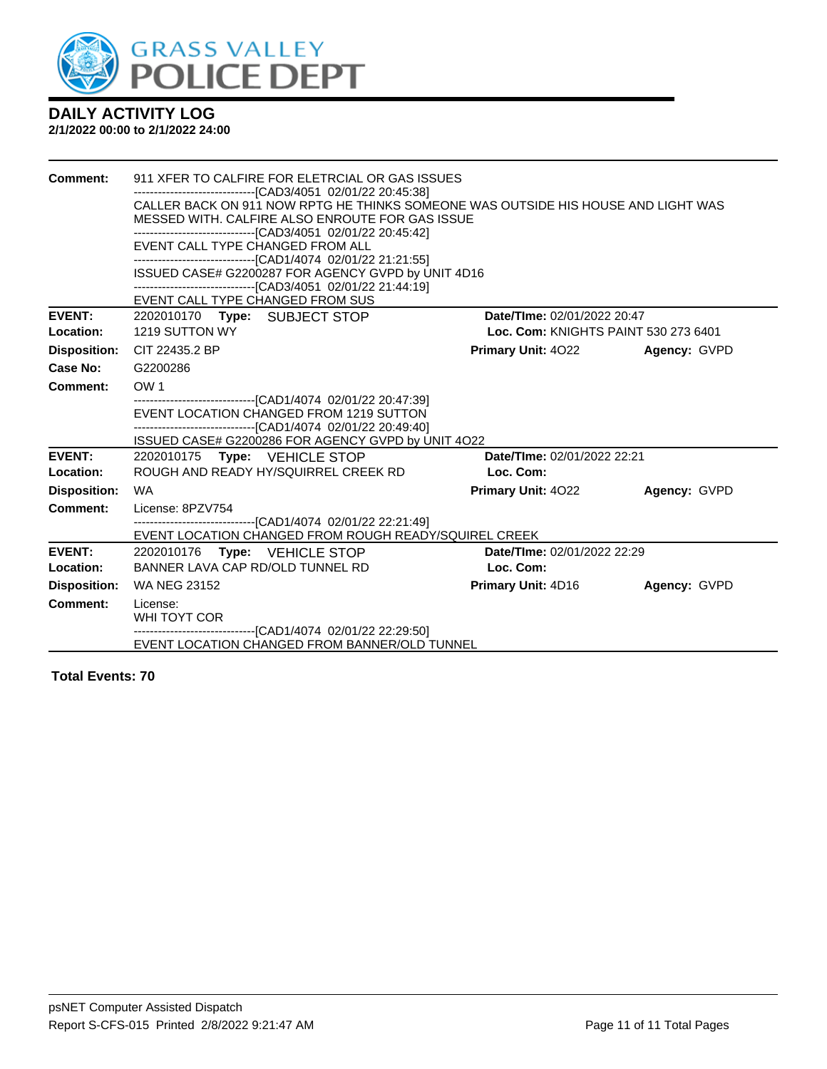**DAILY ACTIVITY LOG**
**2/1/2022 00:00 to 2/1/2022 24:00**

| | | | |
|---|---|---|---|
| **Comment:** | 911 XFER TO CALFIRE FOR ELETRCIAL OR GAS ISSUES<br>------------------------------[CAD3/4051 02/01/22 20:45:38]<br>CALLER BACK ON 911 NOW RPTG HE THINKS SOMEONE WAS OUTSIDE HIS HOUSE AND LIGHT WAS MESSED WITH. CALFIRE ALSO ENROUTE FOR GAS ISSUE<br>------------------------------[CAD3/4051 02/01/22 20:45:42]<br>EVENT CALL TYPE CHANGED FROM ALL<br>------------------------------[CAD1/4074 02/01/22 21:21:55]<br>ISSUED CASE# G2200287 FOR AGENCY GVPD by UNIT 4D16<br>------------------------------[CAD3/4051 02/01/22 21:44:19]<br>EVENT CALL TYPE CHANGED FROM SUS | | |
| **EVENT:** | 2202010170 **Type:** SUBJECT STOP | **Date/TIme:** 02/01/2022 20:47 | |
| **Location:** | 1219 SUTTON WY | **Loc. Com:** KNIGHTS PAINT 530 273 6401 | |
| **Disposition:** | CIT 22435.2 BP | **Primary Unit:** 4O22 | **Agency:** GVPD |
| **Case No:** | G2200286 | | |
| **Comment:** | OW 1<br>------------------------------[CAD1/4074 02/01/22 20:47:39]<br>EVENT LOCATION CHANGED FROM 1219 SUTTON<br>------------------------------[CAD1/4074 02/01/22 20:49:40]<br>ISSUED CASE# G2200286 FOR AGENCY GVPD by UNIT 4O22 | | |
| **EVENT:** | 2202010175 **Type:** VEHICLE STOP | **Date/TIme:** 02/01/2022 22:21 | |
| **Location:** | ROUGH AND READY HY/SQUIRREL CREEK RD | **Loc. Com:** | |
| **Disposition:** | WA | **Primary Unit:** 4O22 | **Agency:** GVPD |
| **Comment:** | License: 8PZV754<br>------------------------------[CAD1/4074 02/01/22 22:21:49]<br>EVENT LOCATION CHANGED FROM ROUGH READY/SQUIREL CREEK | | |
| **EVENT:** | 2202010176 **Type:** VEHICLE STOP | **Date/TIme:** 02/01/2022 22:29 | |
| **Location:** | BANNER LAVA CAP RD/OLD TUNNEL RD | **Loc. Com:** | |
| **Disposition:** | WA NEG 23152 | **Primary Unit:** 4D16 | **Agency:** GVPD |
| **Comment:** | License:<br>WHI TOYT COR<br>------------------------------[CAD1/4074 02/01/22 22:29:50]<br>EVENT LOCATION CHANGED FROM BANNER/OLD TUNNEL | | |

**Total Events: 70**